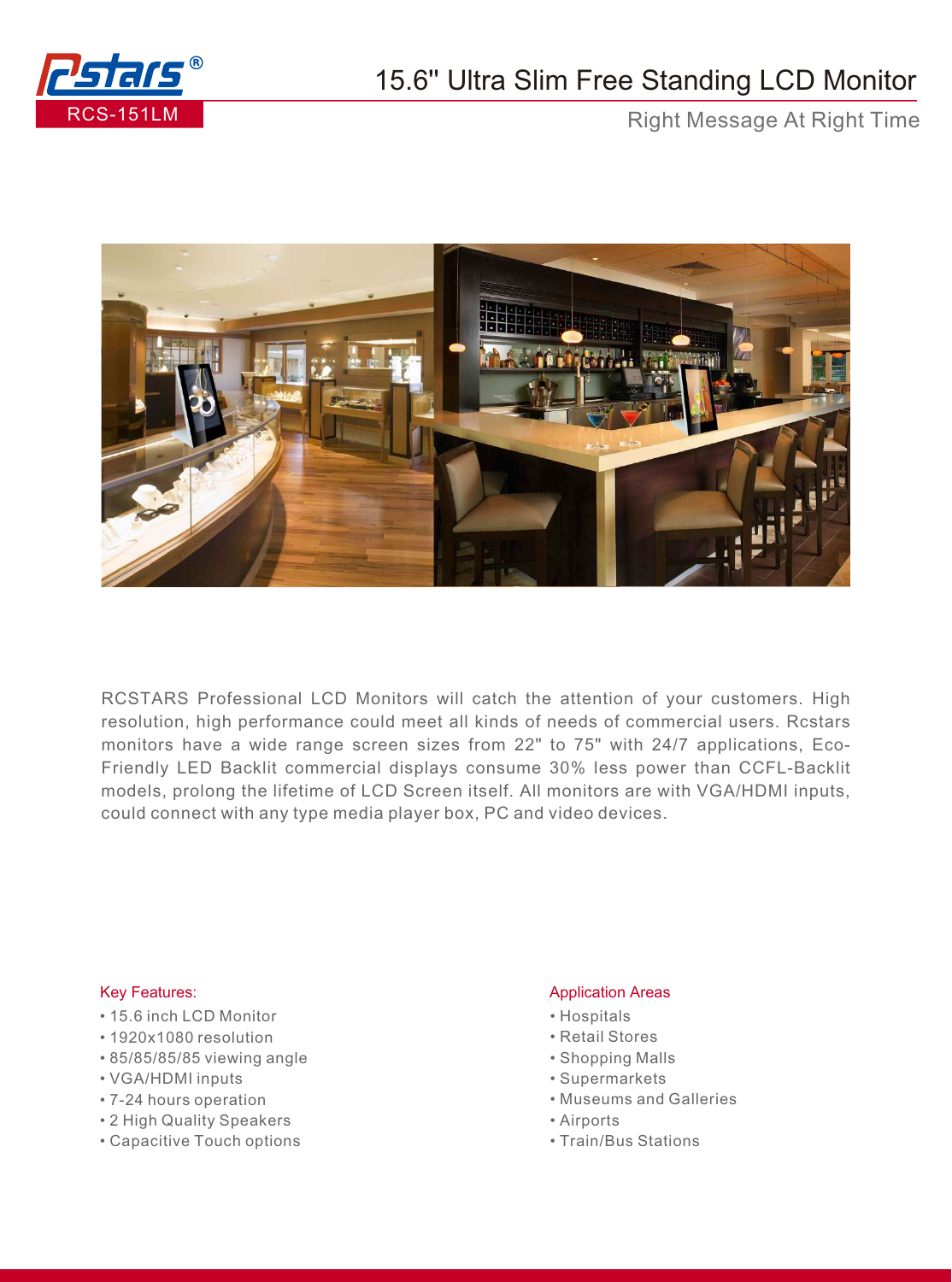RCS-151LM

# 15.6" Ultra Slim Free Standing LCD Monitor

Right Message At Right Time

RCSTARS Professional LCD Monitors will catch the attention of your customers. High resolution, high performance could meet all kinds of needs of commercial users. Rcstars monitors have a wide range screen sizes from 22" to 75" with 24/7 applications, Eco-Friendly LED Backlit commercial displays consume 30% less power than CCFL-Backlit models, prolong the lifetime of LCD Screen itself. All monitors are with VGA/HDMI inputs, could connect with any type media player box, PC and video devices.

### Key Features:

- 15.6 inch LCD Monitor
- 1920x1080 resolution
- 85/85/85/85 viewing angle
- VGA/HDMI inputs
- 7-24 hours operation
- 2 High Quality Speakers
- Capacitive Touch options

### Application Areas

- Hospitals
- Retail Stores
- Shopping Malls
- Supermarkets
- Museums and Galleries
- Airports
- Train/Bus Stations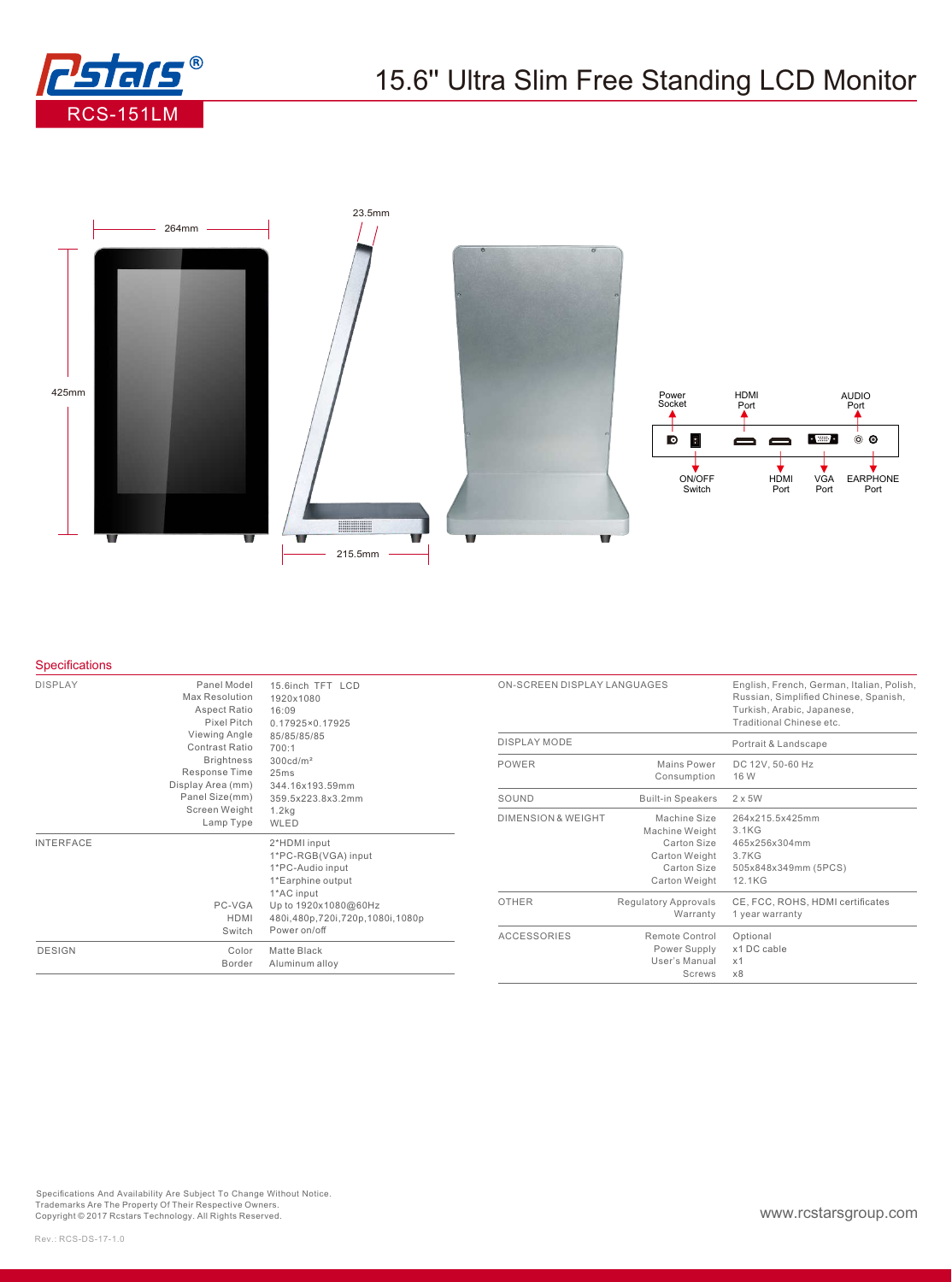# 15.6" Ultra Slim Free Standing LCD Monitor

RCS-151LM

264mm

23.5mm

425mm

215.5mm

Power Socket

HDMI Port

AUDIO Port

ON/OFF Switch

HDMI Port

VGA Port

EARPHONE Port

## Specifications

| | | |
|---|---|---|
| DISPLAY | Panel Model | 15.6inch TFT LCD |
| | Max Resolution | 1920x1080 |
| | Aspect Ratio | 16:09 |
| | Pixel Pitch | 0.17925×0.17925 |
| | Viewing Angle | 85/85/85/85 |
| | Contrast Ratio | 700:1 |
| | Brightness | 300cd/m² |
| | Response Time | 25ms |
| | Display Area (mm) | 344.16x193.59mm |
| | Panel Size(mm) | 359.5x223.8x3.2mm |
| | Screen Weight | 1.2kg |
| | Lamp Type | WLED |
| INTERFACE | | 2*HDMI input<br>1*PC-RGB(VGA) input<br>1*PC-Audio input<br>1*Earphine output<br>1*AC input |
| | PC-VGA | Up to 1920x1080@60Hz |
| | HDMI | 480i,480p,720i,720p,1080i,1080p |
| | Switch | Power on/off |
| DESIGN | Color | Matte Black |
| | Border | Aluminum alloy |

| | | |
|---|---|---|
| ON-SCREEN DISPLAY LANGUAGES | | English, French, German, Italian, Polish, Russian, Simplified Chinese, Spanish, Turkish, Arabic, Japanese, Traditional Chinese etc. |
| DISPLAY MODE | | Portrait & Landscape |
| POWER | Mains Power | DC 12V, 50-60 Hz |
| | Consumption | 16 W |
| SOUND | Built-in Speakers | 2 x 5W |
| DIMENSION & WEIGHT | Machine Size | 264x215.5x425mm |
| | Machine Weight | 3.1KG |
| | Carton Size | 465x256x304mm |
| | Carton Weight | 3.7KG |
| | Carton Size | 505x848x349mm (5PCS) |
| | Carton Weight | 12.1KG |
| OTHER | Regulatory Approvals | CE, FCC, ROHS, HDMI certificates |
| | Warranty | 1 year warranty |
| ACCESSORIES | Remote Control | Optional |
| | Power Supply | x1 DC cable |
| | User's Manual | x1 |
| | Screws | x8 |

Specifications And Availability Are Subject To Change Without Notice.
Trademarks Are The Property Of Their Respective Owners.
Copyright © 2017 Rcstars Technology. All Rights Reserved.

www.rcstarsgroup.com

Rev.: RCS-DS-17-1.0